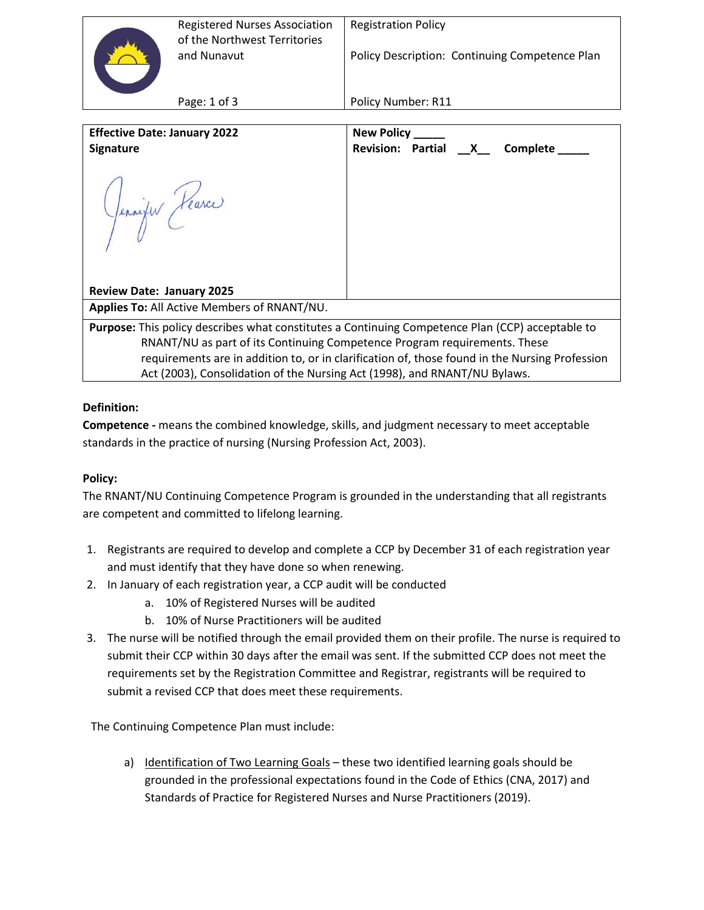| Registered Nurses Association of the Northwest Territories and Nunavut | Registration Policy<br><br>Policy Description: Continuing Competence Plan |
| --- | --- |
| Page: 1 of 3 | Policy Number: R11 |

| **Effective Date: January 2022**<br>**Signature**<br><br>Jennifer Pearce<br><br>**Review Date: January 2025** | **New Policy \_\_\_\_\_**<br>**Revision: Partial \_\_X\_\_ Complete \_\_\_\_\_** |
| --- | --- |
| **Applies To:** All Active Members of RNANT/NU. | |
| **Purpose:** This policy describes what constitutes a Continuing Competence Plan (CCP) acceptable to RNANT/NU as part of its Continuing Competence Program requirements. These requirements are in addition to, or in clarification of, those found in the Nursing Profession Act (2003), Consolidation of the Nursing Act (1998), and RNANT/NU Bylaws. | |

**Definition:**

**Competence -** means the combined knowledge, skills, and judgment necessary to meet acceptable standards in the practice of nursing (Nursing Profession Act, 2003).

**Policy:**

The RNANT/NU Continuing Competence Program is grounded in the understanding that all registrants are competent and committed to lifelong learning.

1. Registrants are required to develop and complete a CCP by December 31 of each registration year and must identify that they have done so when renewing.
2. In January of each registration year, a CCP audit will be conducted
   a. 10% of Registered Nurses will be audited
   b. 10% of Nurse Practitioners will be audited
3. The nurse will be notified through the email provided them on their profile. The nurse is required to submit their CCP within 30 days after the email was sent. If the submitted CCP does not meet the requirements set by the Registration Committee and Registrar, registrants will be required to submit a revised CCP that does meet these requirements.

The Continuing Competence Plan must include:

a) Identification of Two Learning Goals – these two identified learning goals should be grounded in the professional expectations found in the Code of Ethics (CNA, 2017) and Standards of Practice for Registered Nurses and Nurse Practitioners (2019).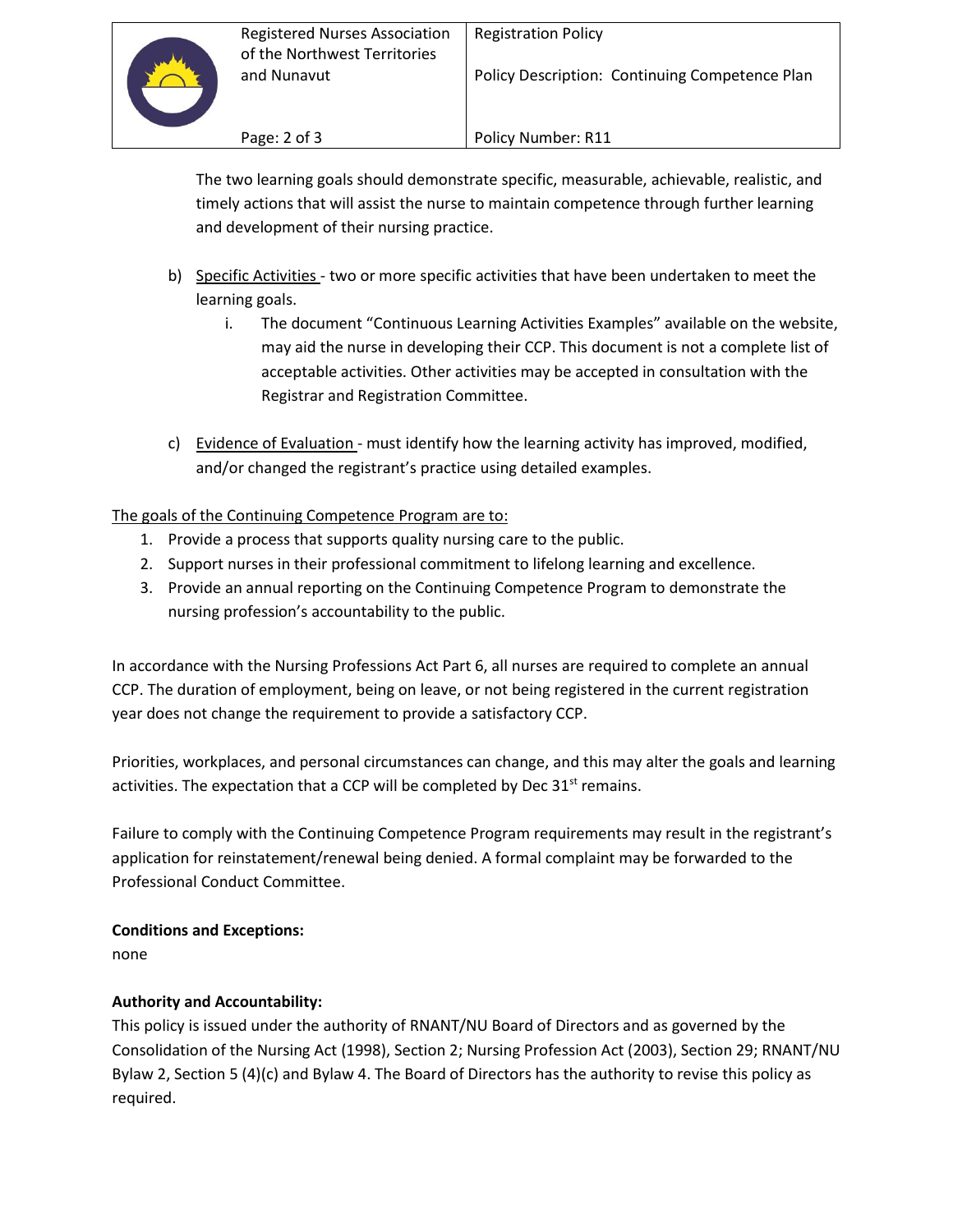The two learning goals should demonstrate specific, measurable, achievable, realistic, and timely actions that will assist the nurse to maintain competence through further learning and development of their nursing practice.

b) Specific Activities - two or more specific activities that have been undertaken to meet the learning goals.
   i. The document "Continuous Learning Activities Examples" available on the website, may aid the nurse in developing their CCP. This document is not a complete list of acceptable activities. Other activities may be accepted in consultation with the Registrar and Registration Committee.

c) Evidence of Evaluation - must identify how the learning activity has improved, modified, and/or changed the registrant's practice using detailed examples.

The goals of the Continuing Competence Program are to:

1. Provide a process that supports quality nursing care to the public.
2. Support nurses in their professional commitment to lifelong learning and excellence.
3. Provide an annual reporting on the Continuing Competence Program to demonstrate the nursing profession's accountability to the public.

In accordance with the Nursing Professions Act Part 6, all nurses are required to complete an annual CCP. The duration of employment, being on leave, or not being registered in the current registration year does not change the requirement to provide a satisfactory CCP.

Priorities, workplaces, and personal circumstances can change, and this may alter the goals and learning activities. The expectation that a CCP will be completed by Dec 31st remains.

Failure to comply with the Continuing Competence Program requirements may result in the registrant's application for reinstatement/renewal being denied. A formal complaint may be forwarded to the Professional Conduct Committee.

**Conditions and Exceptions:**

none

**Authority and Accountability:**

This policy is issued under the authority of RNANT/NU Board of Directors and as governed by the Consolidation of the Nursing Act (1998), Section 2; Nursing Profession Act (2003), Section 29; RNANT/NU Bylaw 2, Section 5 (4)(c) and Bylaw 4. The Board of Directors has the authority to revise this policy as required.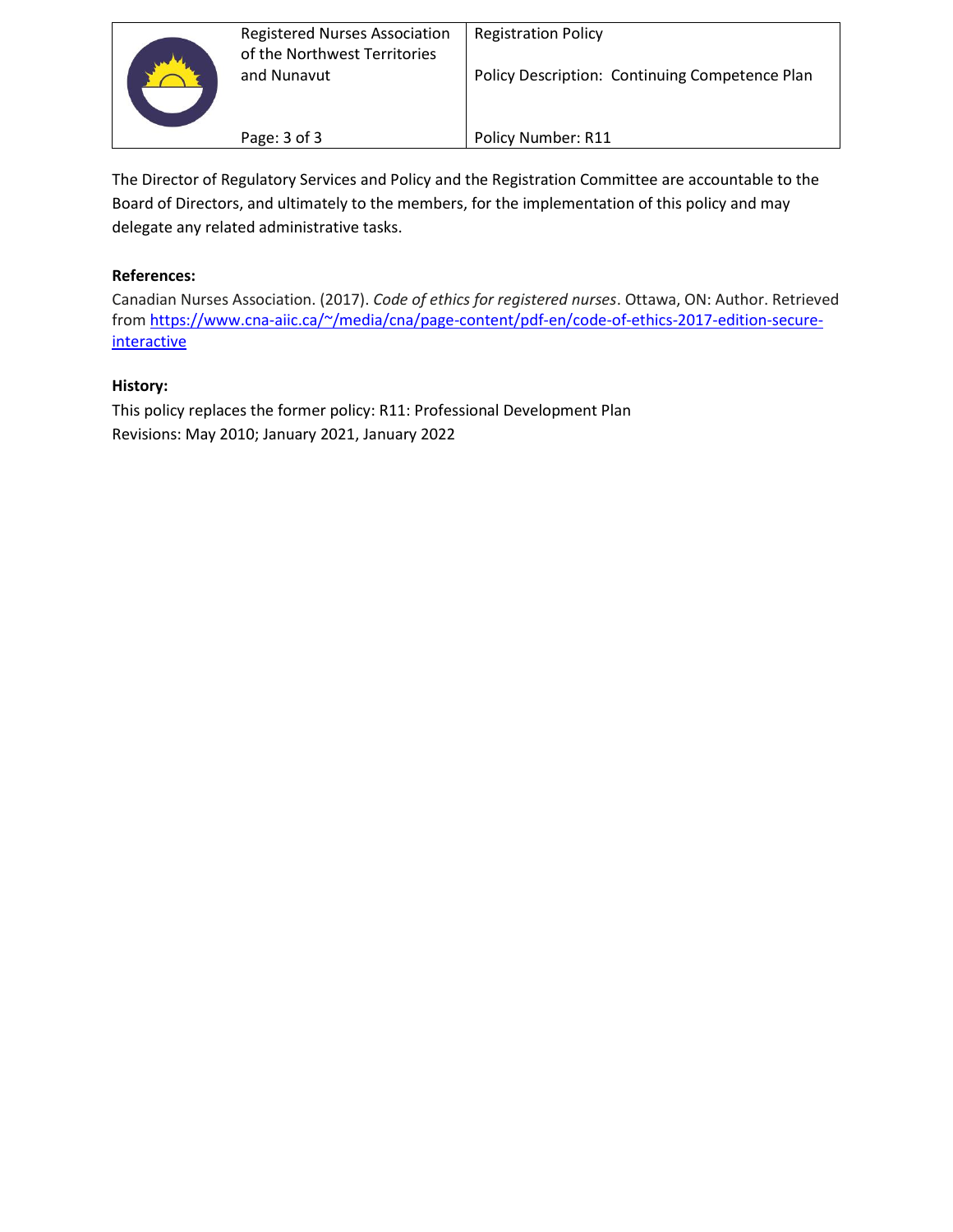The Director of Regulatory Services and Policy and the Registration Committee are accountable to the Board of Directors, and ultimately to the members, for the implementation of this policy and may delegate any related administrative tasks.

**References:**

Canadian Nurses Association. (2017). *Code of ethics for registered nurses*. Ottawa, ON: Author. Retrieved from https://www.cna-aiic.ca/~/media/cna/page-content/pdf-en/code-of-ethics-2017-edition-secure-interactive

**History:**

This policy replaces the former policy: R11: Professional Development Plan
Revisions: May 2010; January 2021, January 2022